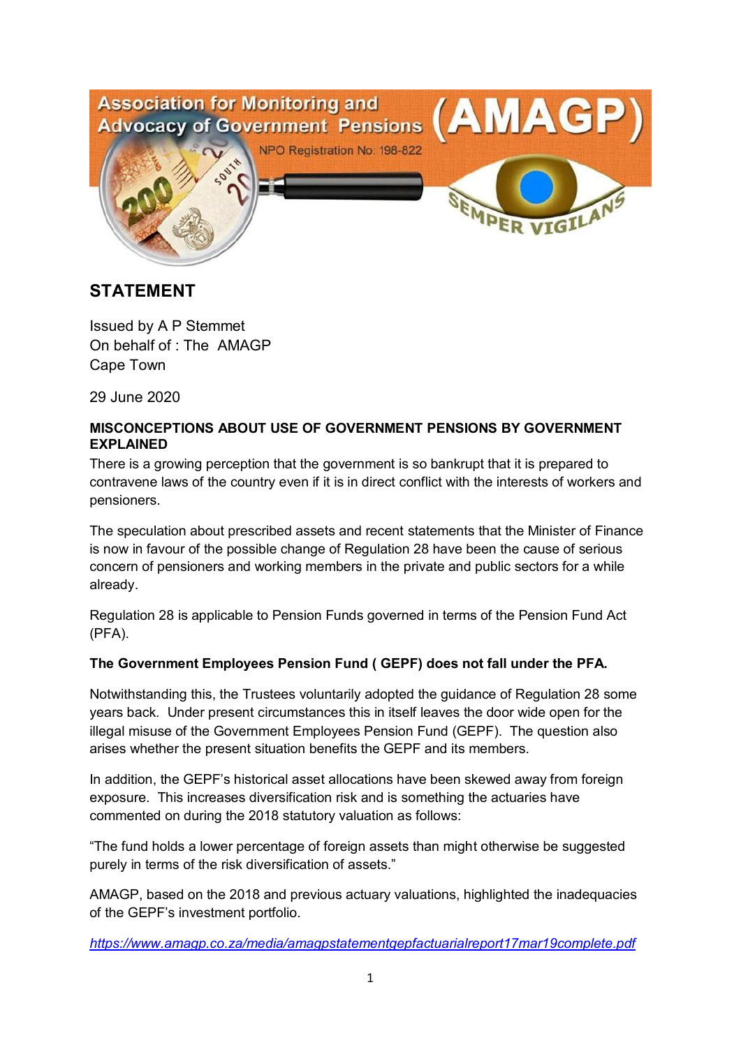Association for Monitoring and Advocacy of Government Pensions (AMAGP)

NPO Registration No: 198-822

SEMPER VIGILANS

## STATEMENT

Issued by A P Stemmet
On behalf of : The AMAGP
Cape Town

29 June 2020

**MISCONCEPTIONS ABOUT USE OF GOVERNMENT PENSIONS BY GOVERNMENT EXPLAINED**

There is a growing perception that the government is so bankrupt that it is prepared to contravene laws of the country even if it is in direct conflict with the interests of workers and pensioners.

The speculation about prescribed assets and recent statements that the Minister of Finance is now in favour of the possible change of Regulation 28 have been the cause of serious concern of pensioners and working members in the private and public sectors for a while already.

Regulation 28 is applicable to Pension Funds governed in terms of the Pension Fund Act (PFA).

**The Government Employees Pension Fund ( GEPF) does not fall under the PFA.**

Notwithstanding this, the Trustees voluntarily adopted the guidance of Regulation 28 some years back. Under present circumstances this in itself leaves the door wide open for the illegal misuse of the Government Employees Pension Fund (GEPF). The question also arises whether the present situation benefits the GEPF and its members.

In addition, the GEPF's historical asset allocations have been skewed away from foreign exposure. This increases diversification risk and is something the actuaries have commented on during the 2018 statutory valuation as follows:

"The fund holds a lower percentage of foreign assets than might otherwise be suggested purely in terms of the risk diversification of assets."

AMAGP, based on the 2018 and previous actuary valuations, highlighted the inadequacies of the GEPF's investment portfolio.

*https://www.amagp.co.za/media/amagpstatementgepfactuarialreport17mar19complete.pdf*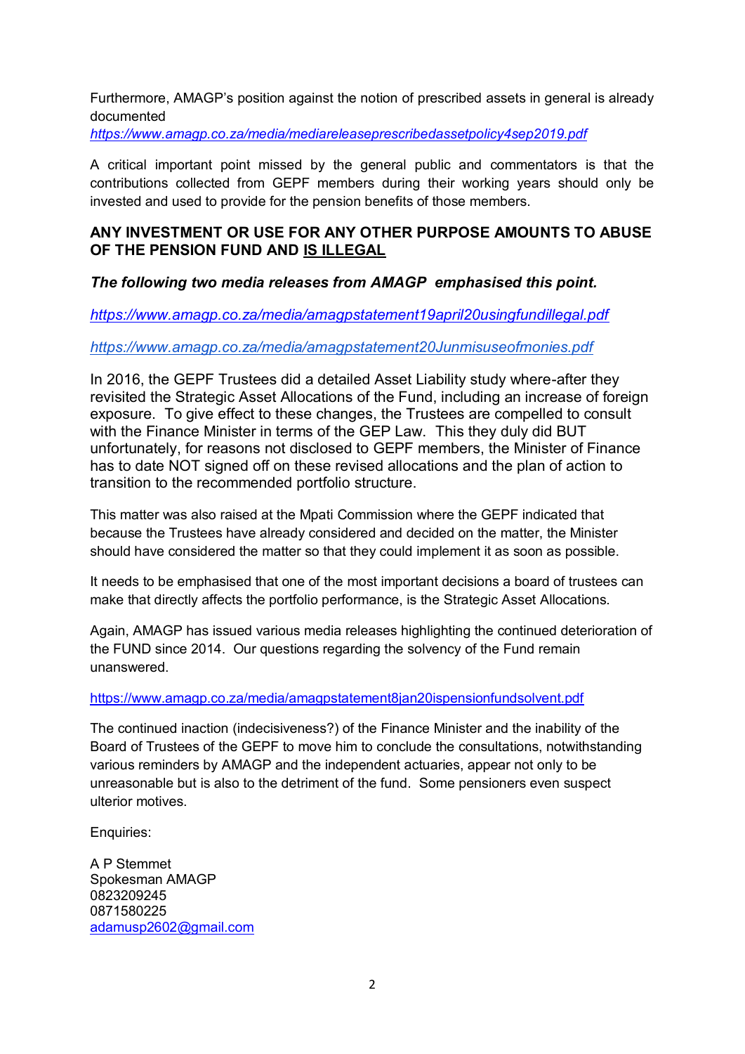Furthermore, AMAGP's position against the notion of prescribed assets in general is already documented
*https://www.amagp.co.za/media/mediareleaseprescribedassetpolicy4sep2019.pdf*

A critical important point missed by the general public and commentators is that the contributions collected from GEPF members during their working years should only be invested and used to provide for the pension benefits of those members.

**ANY INVESTMENT OR USE FOR ANY OTHER PURPOSE AMOUNTS TO ABUSE OF THE PENSION FUND AND <u>IS ILLEGAL</u>**

***The following two media releases from AMAGP emphasised this point.***

*https://www.amagp.co.za/media/amagpstatement19april20usingfundillegal.pdf*

*https://www.amagp.co.za/media/amagpstatement20Junmisuseofmonies.pdf*

In 2016, the GEPF Trustees did a detailed Asset Liability study where-after they revisited the Strategic Asset Allocations of the Fund, including an increase of foreign exposure. To give effect to these changes, the Trustees are compelled to consult with the Finance Minister in terms of the GEP Law. This they duly did BUT unfortunately, for reasons not disclosed to GEPF members, the Minister of Finance has to date NOT signed off on these revised allocations and the plan of action to transition to the recommended portfolio structure.

This matter was also raised at the Mpati Commission where the GEPF indicated that because the Trustees have already considered and decided on the matter, the Minister should have considered the matter so that they could implement it as soon as possible.

It needs to be emphasised that one of the most important decisions a board of trustees can make that directly affects the portfolio performance, is the Strategic Asset Allocations.

Again, AMAGP has issued various media releases highlighting the continued deterioration of the FUND since 2014. Our questions regarding the solvency of the Fund remain unanswered.

https://www.amagp.co.za/media/amagpstatement8jan20ispensionfundsolvent.pdf

The continued inaction (indecisiveness?) of the Finance Minister and the inability of the Board of Trustees of the GEPF to move him to conclude the consultations, notwithstanding various reminders by AMAGP and the independent actuaries, appear not only to be unreasonable but is also to the detriment of the fund. Some pensioners even suspect ulterior motives.

Enquiries:

A P Stemmet
Spokesman AMAGP
0823209245
0871580225
adamusp2602@gmail.com